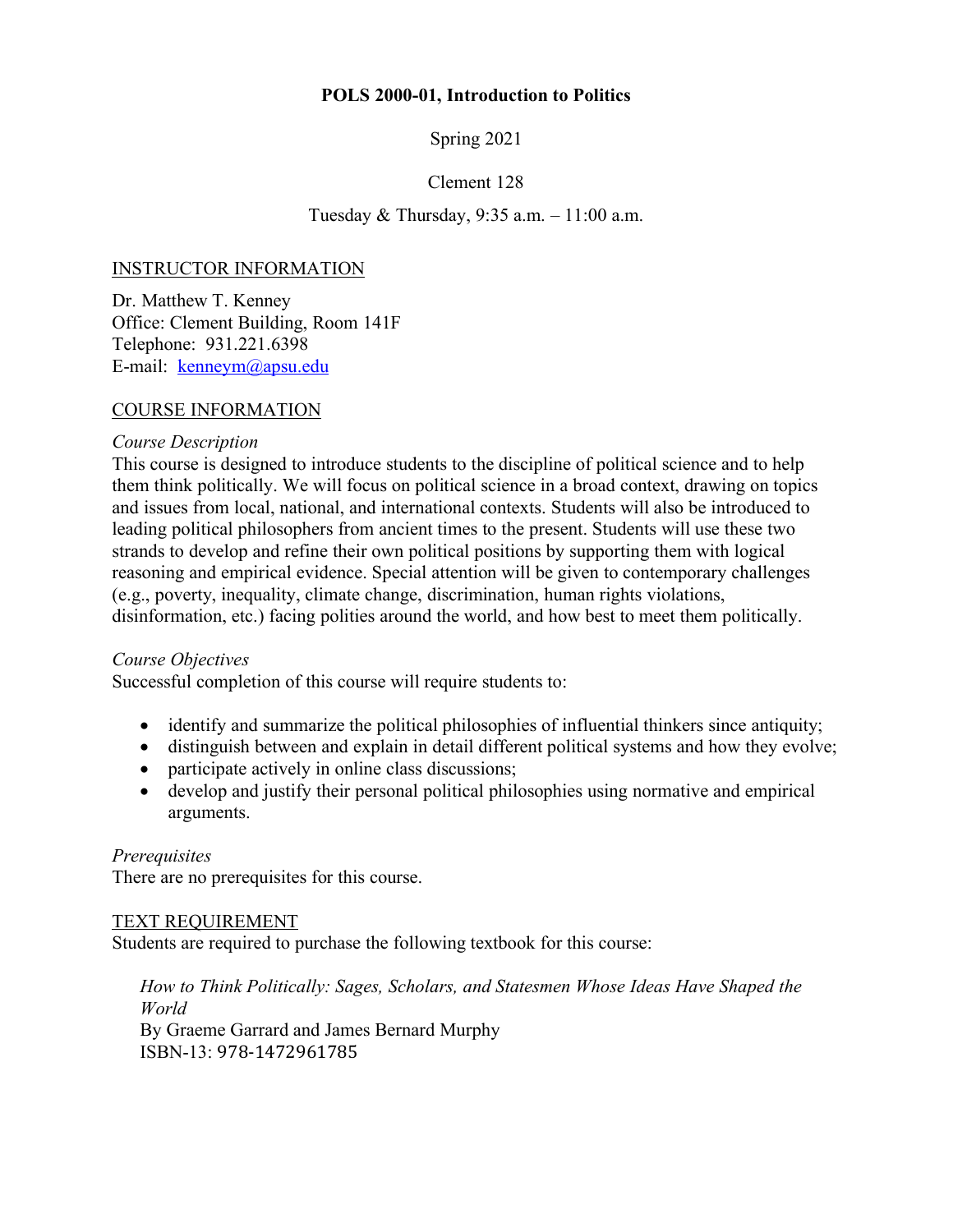**POLS 2000-01, Introduction to Politics**

Spring 2021

Clement 128

Tuesday & Thursday, 9:35 a.m. – 11:00 a.m.

## INSTRUCTOR INFORMATION

Dr. Matthew T. Kenney
Office: Clement Building, Room 141F
Telephone: 931.221.6398
E-mail: [kenneym@apsu.edu](mailto:kenneym@apsu.edu)

## COURSE INFORMATION

### *Course Description*

This course is designed to introduce students to the discipline of political science and to help them think politically. We will focus on political science in a broad context, drawing on topics and issues from local, national, and international contexts. Students will also be introduced to leading political philosophers from ancient times to the present. Students will use these two strands to develop and refine their own political positions by supporting them with logical reasoning and empirical evidence. Special attention will be given to contemporary challenges (e.g., poverty, inequality, climate change, discrimination, human rights violations, disinformation, etc.) facing polities around the world, and how best to meet them politically.

### *Course Objectives*

Successful completion of this course will require students to:

- identify and summarize the political philosophies of influential thinkers since antiquity;
- distinguish between and explain in detail different political systems and how they evolve;
- participate actively in online class discussions;
- develop and justify their personal political philosophies using normative and empirical arguments.

### *Prerequisites*

There are no prerequisites for this course.

## TEXT REQUIREMENT

Students are required to purchase the following textbook for this course:

> *How to Think Politically: Sages, Scholars, and Statesmen Whose Ideas Have Shaped the World*
> By Graeme Garrard and James Bernard Murphy
> ISBN-13: 978-1472961785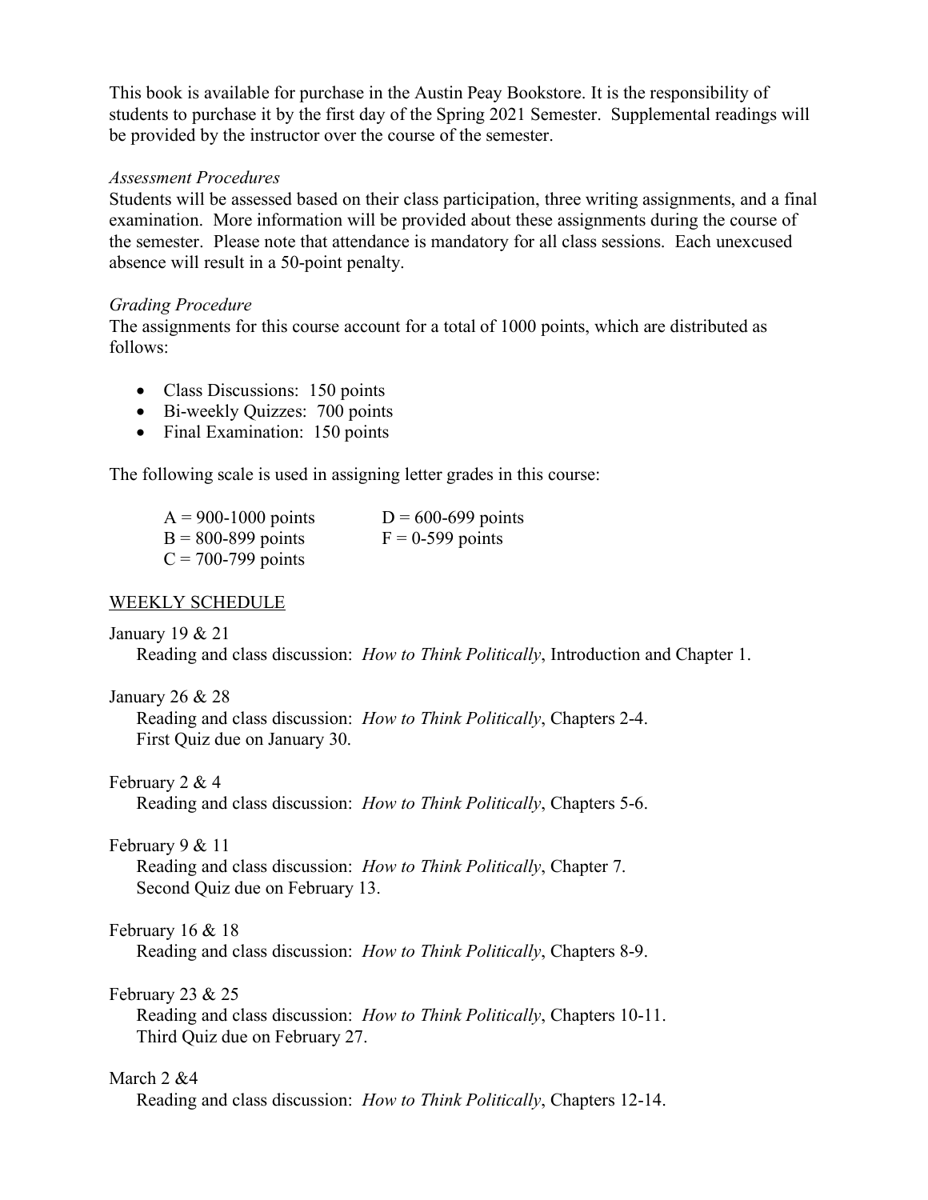This book is available for purchase in the Austin Peay Bookstore. It is the responsibility of students to purchase it by the first day of the Spring 2021 Semester. Supplemental readings will be provided by the instructor over the course of the semester.

*Assessment Procedures*

Students will be assessed based on their class participation, three writing assignments, and a final examination. More information will be provided about these assignments during the course of the semester. Please note that attendance is mandatory for all class sessions. Each unexcused absence will result in a 50-point penalty.

*Grading Procedure*

The assignments for this course account for a total of 1000 points, which are distributed as follows:

- Class Discussions: 150 points
- Bi-weekly Quizzes: 700 points
- Final Examination: 150 points

The following scale is used in assigning letter grades in this course:

A = 900-1000 points
B = 800-899 points
C = 700-799 points
D = 600-699 points
F = 0-599 points

<u>WEEKLY SCHEDULE</u>

January 19 & 21
Reading and class discussion: *How to Think Politically*, Introduction and Chapter 1.

January 26 & 28
Reading and class discussion: *How to Think Politically*, Chapters 2-4.
First Quiz due on January 30.

February 2 & 4
Reading and class discussion: *How to Think Politically*, Chapters 5-6.

February 9 & 11
Reading and class discussion: *How to Think Politically*, Chapter 7.
Second Quiz due on February 13.

February 16 & 18
Reading and class discussion: *How to Think Politically*, Chapters 8-9.

February 23 & 25
Reading and class discussion: *How to Think Politically*, Chapters 10-11.
Third Quiz due on February 27.

March 2 &4
Reading and class discussion: *How to Think Politically*, Chapters 12-14.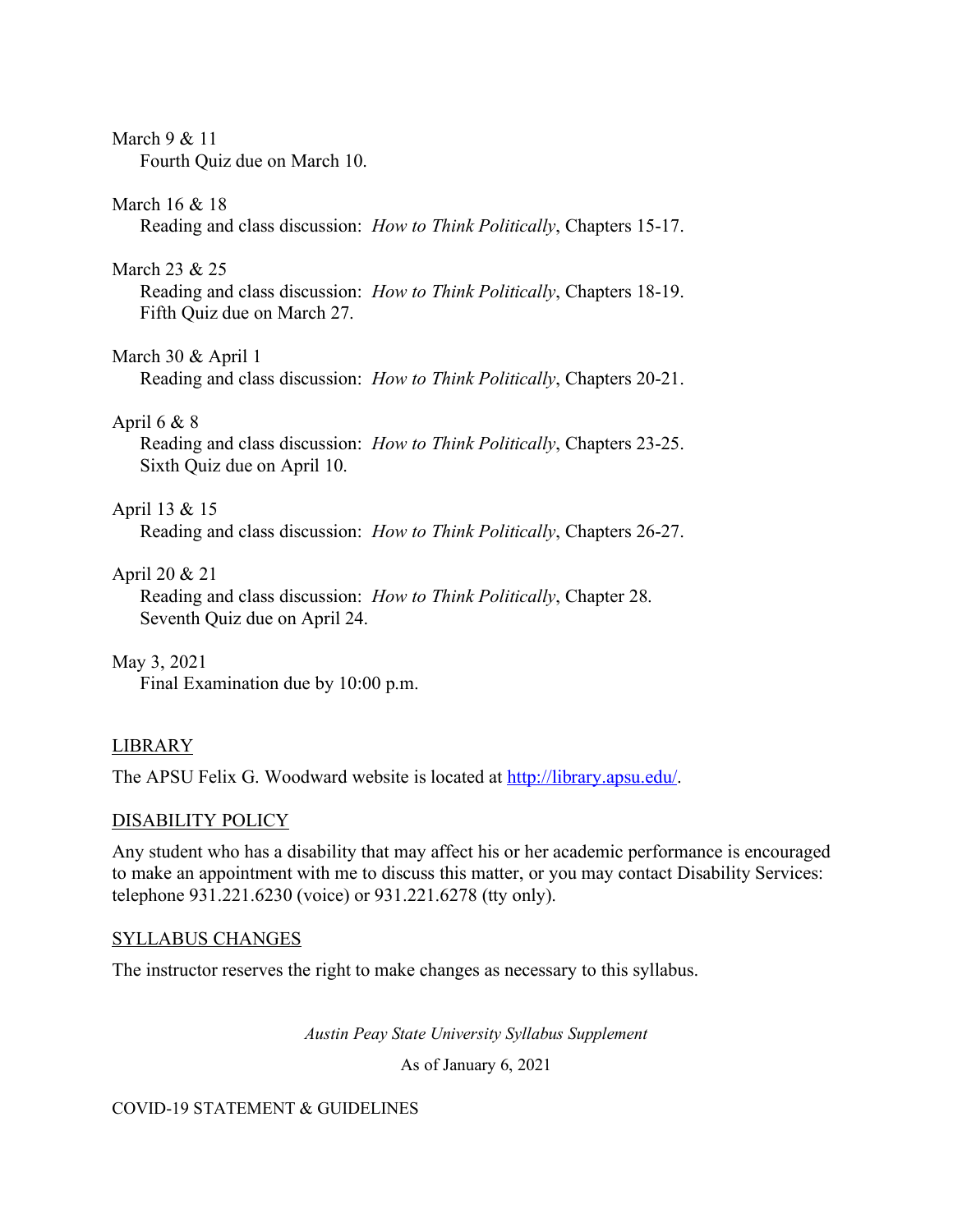March 9 & 11
Fourth Quiz due on March 10.

March 16 & 18
Reading and class discussion: *How to Think Politically*, Chapters 15-17.

March 23 & 25
Reading and class discussion: *How to Think Politically*, Chapters 18-19.
Fifth Quiz due on March 27.

March 30 & April 1
Reading and class discussion: *How to Think Politically*, Chapters 20-21.

April 6 & 8
Reading and class discussion: *How to Think Politically*, Chapters 23-25.
Sixth Quiz due on April 10.

April 13 & 15
Reading and class discussion: *How to Think Politically*, Chapters 26-27.

April 20 & 21
Reading and class discussion: *How to Think Politically*, Chapter 28.
Seventh Quiz due on April 24.

May 3, 2021
Final Examination due by 10:00 p.m.

## LIBRARY

The APSU Felix G. Woodward website is located at [http://library.apsu.edu/](http://library.apsu.edu/).

## DISABILITY POLICY

Any student who has a disability that may affect his or her academic performance is encouraged to make an appointment with me to discuss this matter, or you may contact Disability Services: telephone 931.221.6230 (voice) or 931.221.6278 (tty only).

## SYLLABUS CHANGES

The instructor reserves the right to make changes as necessary to this syllabus.

*Austin Peay State University Syllabus Supplement*

As of January 6, 2021

## COVID-19 STATEMENT & GUIDELINES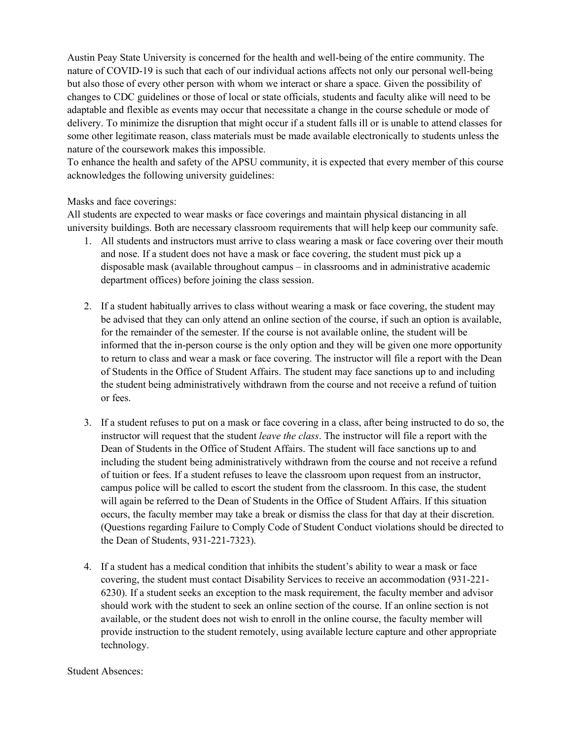Austin Peay State University is concerned for the health and well-being of the entire community. The nature of COVID-19 is such that each of our individual actions affects not only our personal well-being but also those of every other person with whom we interact or share a space. Given the possibility of changes to CDC guidelines or those of local or state officials, students and faculty alike will need to be adaptable and flexible as events may occur that necessitate a change in the course schedule or mode of delivery. To minimize the disruption that might occur if a student falls ill or is unable to attend classes for some other legitimate reason, class materials must be made available electronically to students unless the nature of the coursework makes this impossible.

To enhance the health and safety of the APSU community, it is expected that every member of this course acknowledges the following university guidelines:

Masks and face coverings:

All students are expected to wear masks or face coverings and maintain physical distancing in all university buildings. Both are necessary classroom requirements that will help keep our community safe.

1. All students and instructors must arrive to class wearing a mask or face covering over their mouth and nose. If a student does not have a mask or face covering, the student must pick up a disposable mask (available throughout campus – in classrooms and in administrative academic department offices) before joining the class session.

2. If a student habitually arrives to class without wearing a mask or face covering, the student may be advised that they can only attend an online section of the course, if such an option is available, for the remainder of the semester. If the course is not available online, the student will be informed that the in-person course is the only option and they will be given one more opportunity to return to class and wear a mask or face covering. The instructor will file a report with the Dean of Students in the Office of Student Affairs. The student may face sanctions up to and including the student being administratively withdrawn from the course and not receive a refund of tuition or fees.

3. If a student refuses to put on a mask or face covering in a class, after being instructed to do so, the instructor will request that the student *leave the class*. The instructor will file a report with the Dean of Students in the Office of Student Affairs. The student will face sanctions up to and including the student being administratively withdrawn from the course and not receive a refund of tuition or fees. If a student refuses to leave the classroom upon request from an instructor, campus police will be called to escort the student from the classroom. In this case, the student will again be referred to the Dean of Students in the Office of Student Affairs. If this situation occurs, the faculty member may take a break or dismiss the class for that day at their discretion. (Questions regarding Failure to Comply Code of Student Conduct violations should be directed to the Dean of Students, 931-221-7323).

4. If a student has a medical condition that inhibits the student's ability to wear a mask or face covering, the student must contact Disability Services to receive an accommodation (931-221-6230). If a student seeks an exception to the mask requirement, the faculty member and advisor should work with the student to seek an online section of the course. If an online section is not available, or the student does not wish to enroll in the online course, the faculty member will provide instruction to the student remotely, using available lecture capture and other appropriate technology.

Student Absences: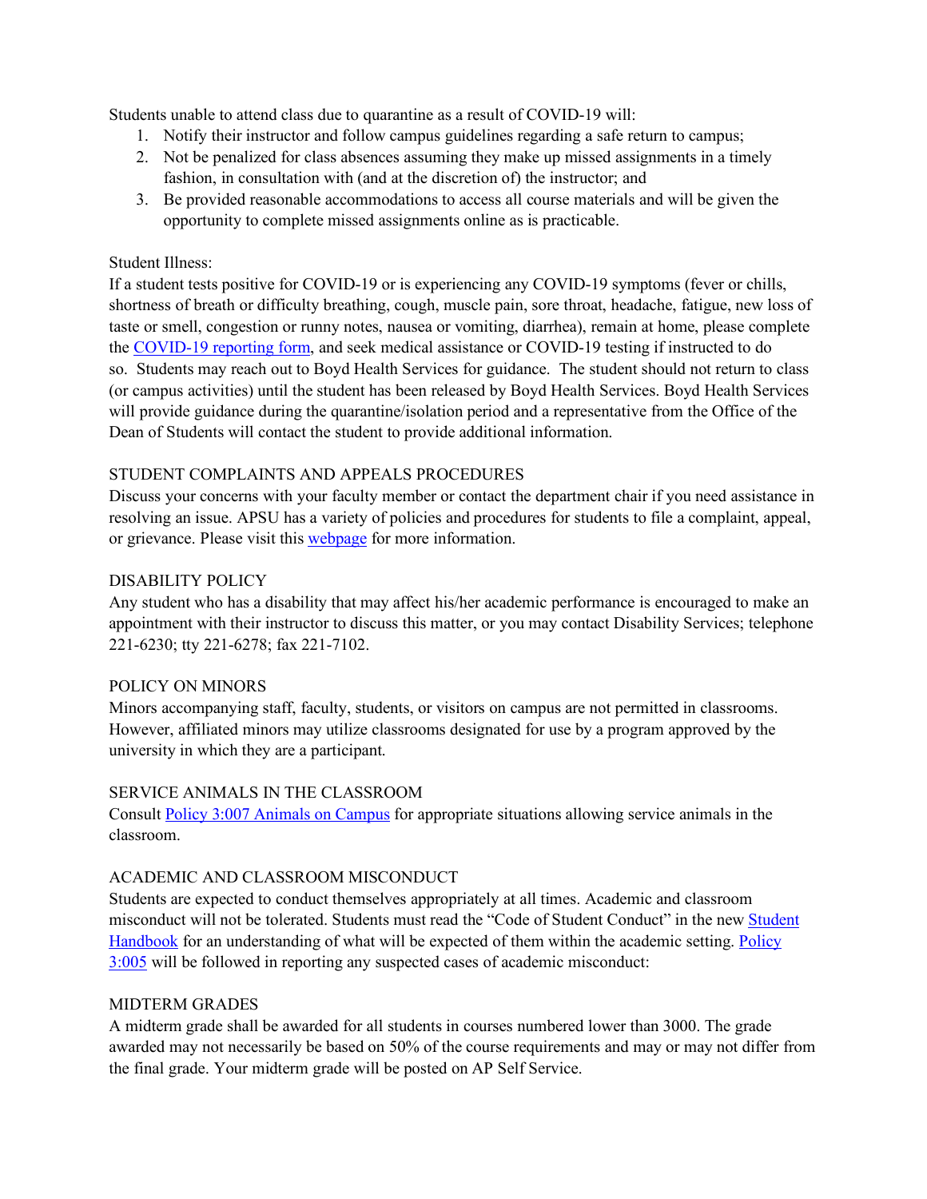Students unable to attend class due to quarantine as a result of COVID-19 will:

1. Notify their instructor and follow campus guidelines regarding a safe return to campus;
2. Not be penalized for class absences assuming they make up missed assignments in a timely fashion, in consultation with (and at the discretion of) the instructor; and
3. Be provided reasonable accommodations to access all course materials and will be given the opportunity to complete missed assignments online as is practicable.

Student Illness:

If a student tests positive for COVID-19 or is experiencing any COVID-19 symptoms (fever or chills, shortness of breath or difficulty breathing, cough, muscle pain, sore throat, headache, fatigue, new loss of taste or smell, congestion or runny notes, nausea or vomiting, diarrhea), remain at home, please complete the COVID-19 reporting form, and seek medical assistance or COVID-19 testing if instructed to do so. Students may reach out to Boyd Health Services for guidance. The student should not return to class (or campus activities) until the student has been released by Boyd Health Services. Boyd Health Services will provide guidance during the quarantine/isolation period and a representative from the Office of the Dean of Students will contact the student to provide additional information.

## STUDENT COMPLAINTS AND APPEALS PROCEDURES

Discuss your concerns with your faculty member or contact the department chair if you need assistance in resolving an issue. APSU has a variety of policies and procedures for students to file a complaint, appeal, or grievance. Please visit this webpage for more information.

## DISABILITY POLICY

Any student who has a disability that may affect his/her academic performance is encouraged to make an appointment with their instructor to discuss this matter, or you may contact Disability Services; telephone 221-6230; tty 221-6278; fax 221-7102.

## POLICY ON MINORS

Minors accompanying staff, faculty, students, or visitors on campus are not permitted in classrooms. However, affiliated minors may utilize classrooms designated for use by a program approved by the university in which they are a participant.

## SERVICE ANIMALS IN THE CLASSROOM

Consult Policy 3:007 Animals on Campus for appropriate situations allowing service animals in the classroom.

## ACADEMIC AND CLASSROOM MISCONDUCT

Students are expected to conduct themselves appropriately at all times. Academic and classroom misconduct will not be tolerated. Students must read the "Code of Student Conduct" in the new Student Handbook for an understanding of what will be expected of them within the academic setting. Policy 3:005 will be followed in reporting any suspected cases of academic misconduct:

## MIDTERM GRADES

A midterm grade shall be awarded for all students in courses numbered lower than 3000. The grade awarded may not necessarily be based on 50% of the course requirements and may or may not differ from the final grade. Your midterm grade will be posted on AP Self Service.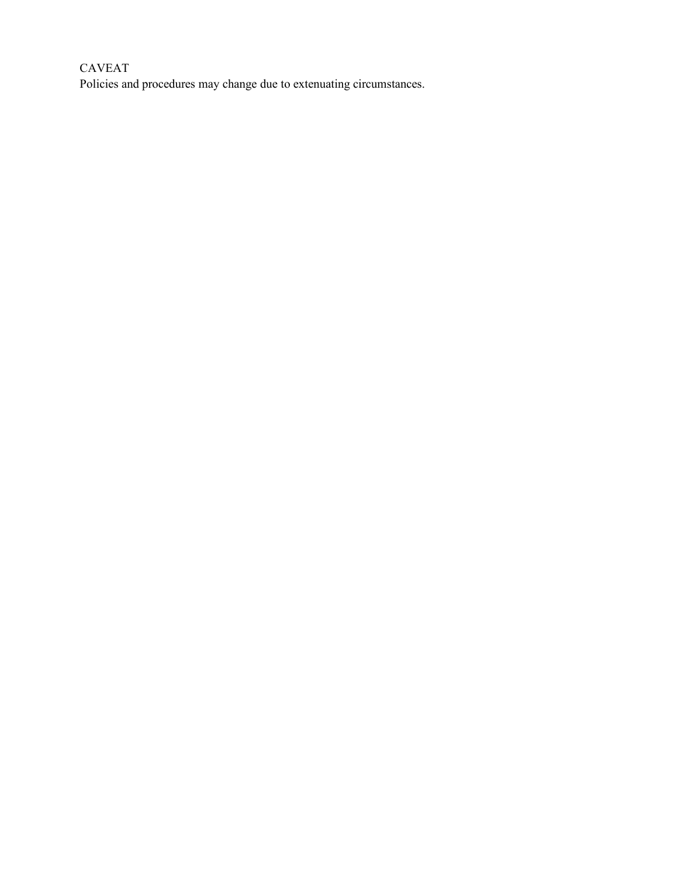CAVEAT

Policies and procedures may change due to extenuating circumstances.